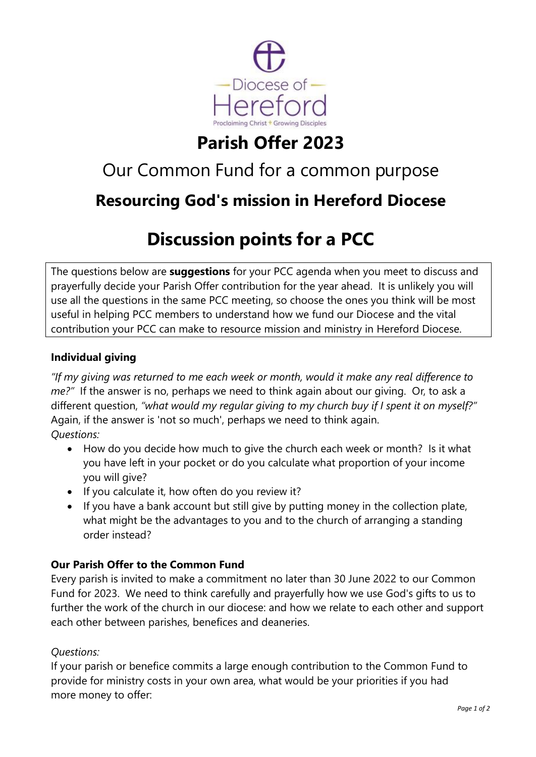Diocese of Hereford

Proclaiming Christ + Growing Disciples

# Parish Offer 2023

## Our Common Fund for a common purpose

## Resourcing God's mission in Hereford Diocese

# Discussion points for a PCC

The questions below are **suggestions** for your PCC agenda when you meet to discuss and prayerfully decide your Parish Offer contribution for the year ahead. It is unlikely you will use all the questions in the same PCC meeting, so choose the ones you think will be most useful in helping PCC members to understand how we fund our Diocese and the vital contribution your PCC can make to resource mission and ministry in Hereford Diocese.

### Individual giving

*"If my giving was returned to me each week or month, would it make any real difference to me?"* If the answer is no, perhaps we need to think again about our giving. Or, to ask a different question, *"what would my regular giving to my church buy if I spent it on myself?"* Again, if the answer is 'not so much', perhaps we need to think again.
*Questions:*

- How do you decide how much to give the church each week or month? Is it what you have left in your pocket or do you calculate what proportion of your income you will give?
- If you calculate it, how often do you review it?
- If you have a bank account but still give by putting money in the collection plate, what might be the advantages to you and to the church of arranging a standing order instead?

### Our Parish Offer to the Common Fund

Every parish is invited to make a commitment no later than 30 June 2022 to our Common Fund for 2023. We need to think carefully and prayerfully how we use God's gifts to us to further the work of the church in our diocese: and how we relate to each other and support each other between parishes, benefices and deaneries.

*Questions:*

If your parish or benefice commits a large enough contribution to the Common Fund to provide for ministry costs in your own area, what would be your priorities if you had more money to offer: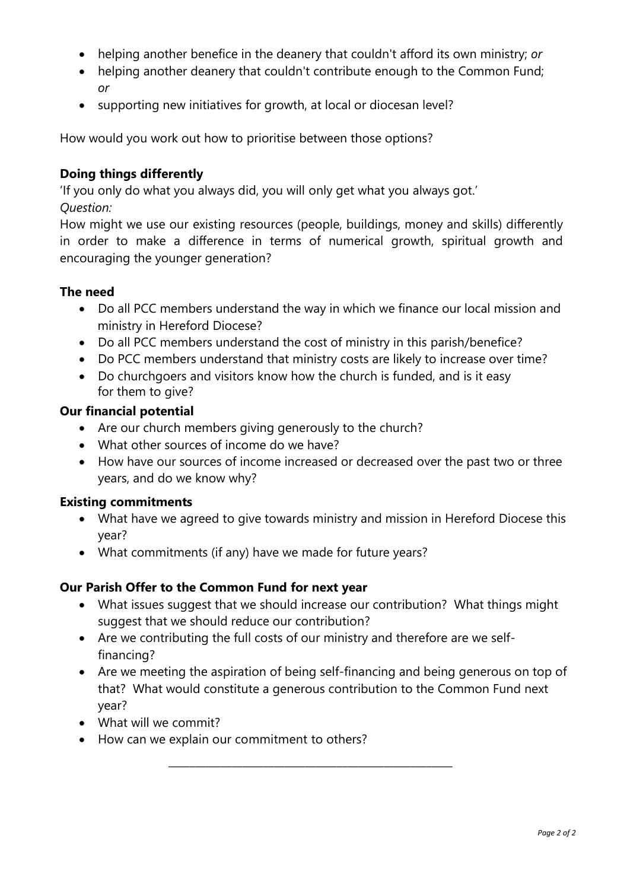- helping another benefice in the deanery that couldn't afford its own ministry; *or*
- helping another deanery that couldn't contribute enough to the Common Fund; *or*
- supporting new initiatives for growth, at local or diocesan level?

How would you work out how to prioritise between those options?

**Doing things differently**

'If you only do what you always did, you will only get what you always got.'

*Question:*

How might we use our existing resources (people, buildings, money and skills) differently in order to make a difference in terms of numerical growth, spiritual growth and encouraging the younger generation?

**The need**

- Do all PCC members understand the way in which we finance our local mission and ministry in Hereford Diocese?
- Do all PCC members understand the cost of ministry in this parish/benefice?
- Do PCC members understand that ministry costs are likely to increase over time?
- Do churchgoers and visitors know how the church is funded, and is it easy for them to give?

**Our financial potential**

- Are our church members giving generously to the church?
- What other sources of income do we have?
- How have our sources of income increased or decreased over the past two or three years, and do we know why?

**Existing commitments**

- What have we agreed to give towards ministry and mission in Hereford Diocese this year?
- What commitments (if any) have we made for future years?

**Our Parish Offer to the Common Fund for next year**

- What issues suggest that we should increase our contribution? What things might suggest that we should reduce our contribution?
- Are we contributing the full costs of our ministry and therefore are we self-financing?
- Are we meeting the aspiration of being self-financing and being generous on top of that? What would constitute a generous contribution to the Common Fund next year?
- What will we commit?
- How can we explain our commitment to others?

---